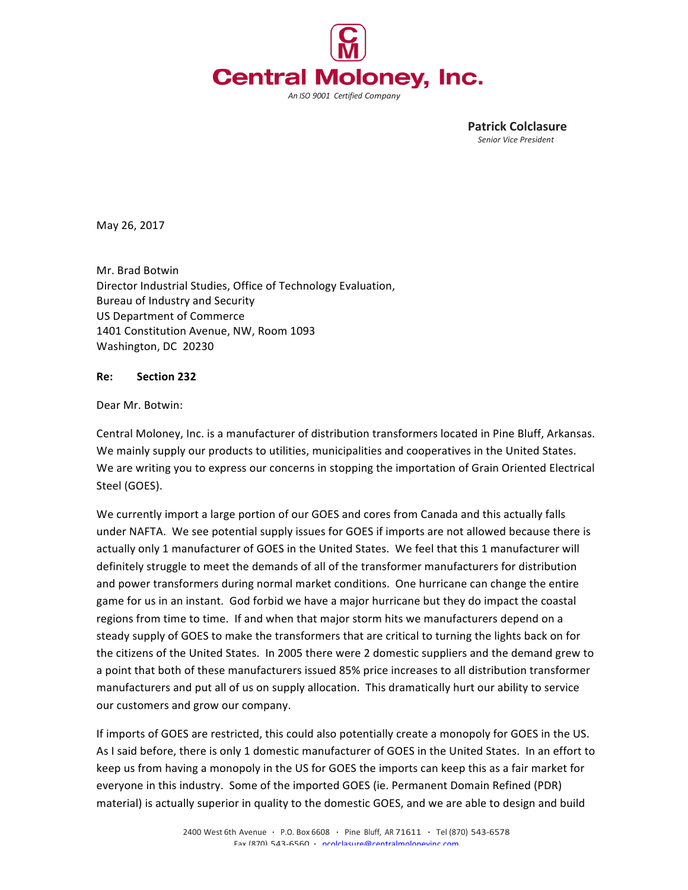**Central Moloney, Inc.**

*An ISO 9001 Certified Company*

**Patrick Colclasure**
*Senior Vice President*

May 26, 2017

Mr. Brad Botwin
Director Industrial Studies, Office of Technology Evaluation,
Bureau of Industry and Security
US Department of Commerce
1401 Constitution Avenue, NW, Room 1093
Washington, DC 20230

**Re: Section 232**

Dear Mr. Botwin:

Central Moloney, Inc. is a manufacturer of distribution transformers located in Pine Bluff, Arkansas. We mainly supply our products to utilities, municipalities and cooperatives in the United States. We are writing you to express our concerns in stopping the importation of Grain Oriented Electrical Steel (GOES).

We currently import a large portion of our GOES and cores from Canada and this actually falls under NAFTA. We see potential supply issues for GOES if imports are not allowed because there is actually only 1 manufacturer of GOES in the United States. We feel that this 1 manufacturer will definitely struggle to meet the demands of all of the transformer manufacturers for distribution and power transformers during normal market conditions. One hurricane can change the entire game for us in an instant. God forbid we have a major hurricane but they do impact the coastal regions from time to time. If and when that major storm hits we manufacturers depend on a steady supply of GOES to make the transformers that are critical to turning the lights back on for the citizens of the United States. In 2005 there were 2 domestic suppliers and the demand grew to a point that both of these manufacturers issued 85% price increases to all distribution transformer manufacturers and put all of us on supply allocation. This dramatically hurt our ability to service our customers and grow our company.

If imports of GOES are restricted, this could also potentially create a monopoly for GOES in the US. As I said before, there is only 1 domestic manufacturer of GOES in the United States. In an effort to keep us from having a monopoly in the US for GOES the imports can keep this as a fair market for everyone in this industry. Some of the imported GOES (ie. Permanent Domain Refined (PDR) material) is actually superior in quality to the domestic GOES, and we are able to design and build

2400 West 6th Avenue · P.O. Box 6608 · Pine Bluff, AR 71611 · Tel (870) 543-6578
Fax (870) 543-6560 · pcolclasure@centralmoloneyinc.com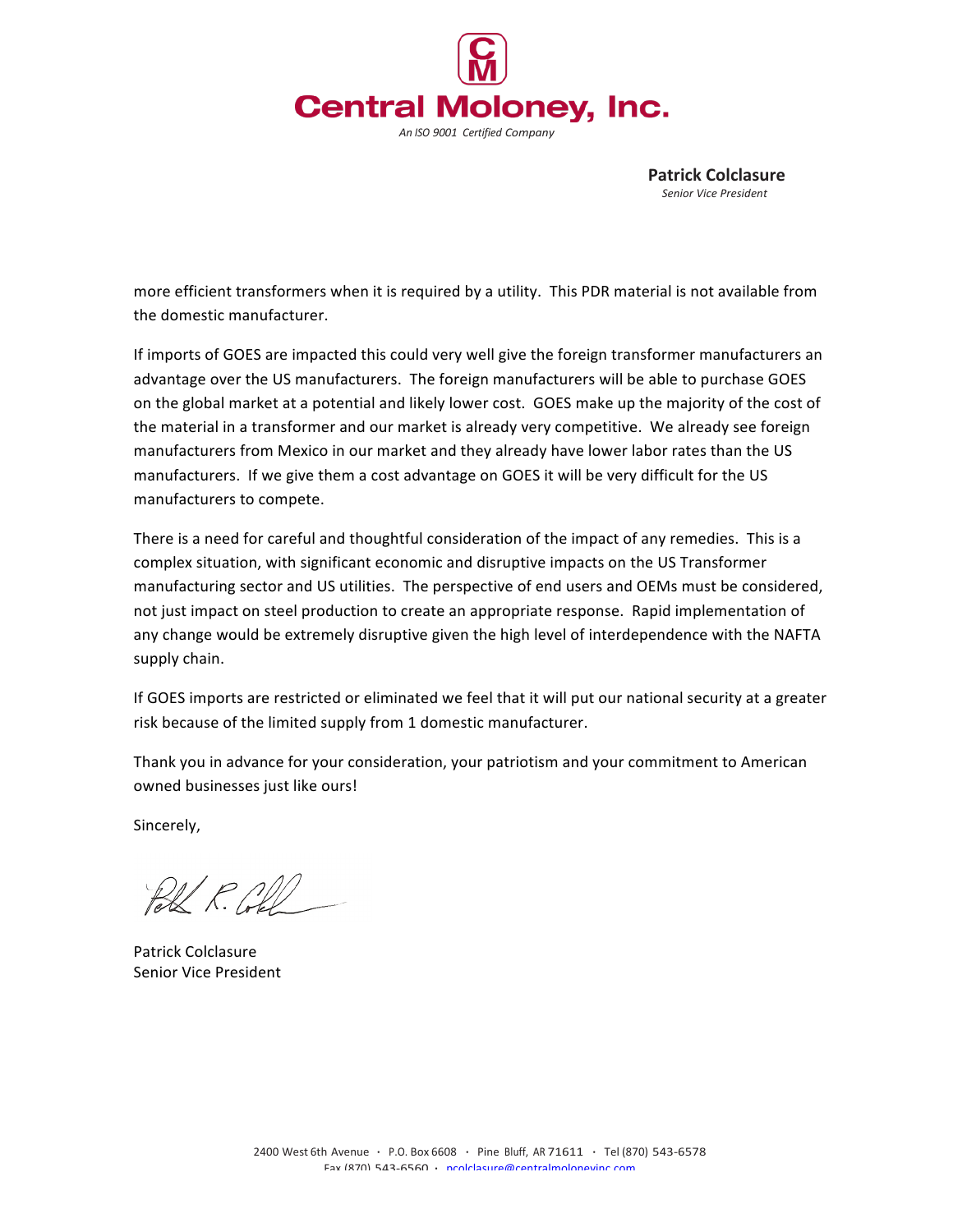**Patrick Colclasure**
*Senior Vice President*

more efficient transformers when it is required by a utility. This PDR material is not available from the domestic manufacturer.

If imports of GOES are impacted this could very well give the foreign transformer manufacturers an advantage over the US manufacturers. The foreign manufacturers will be able to purchase GOES on the global market at a potential and likely lower cost. GOES make up the majority of the cost of the material in a transformer and our market is already very competitive. We already see foreign manufacturers from Mexico in our market and they already have lower labor rates than the US manufacturers. If we give them a cost advantage on GOES it will be very difficult for the US manufacturers to compete.

There is a need for careful and thoughtful consideration of the impact of any remedies. This is a complex situation, with significant economic and disruptive impacts on the US Transformer manufacturing sector and US utilities. The perspective of end users and OEMs must be considered, not just impact on steel production to create an appropriate response. Rapid implementation of any change would be extremely disruptive given the high level of interdependence with the NAFTA supply chain.

If GOES imports are restricted or eliminated we feel that it will put our national security at a greater risk because of the limited supply from 1 domestic manufacturer.

Thank you in advance for your consideration, your patriotism and your commitment to American owned businesses just like ours!

Sincerely,

Patrick Colclasure
Senior Vice President